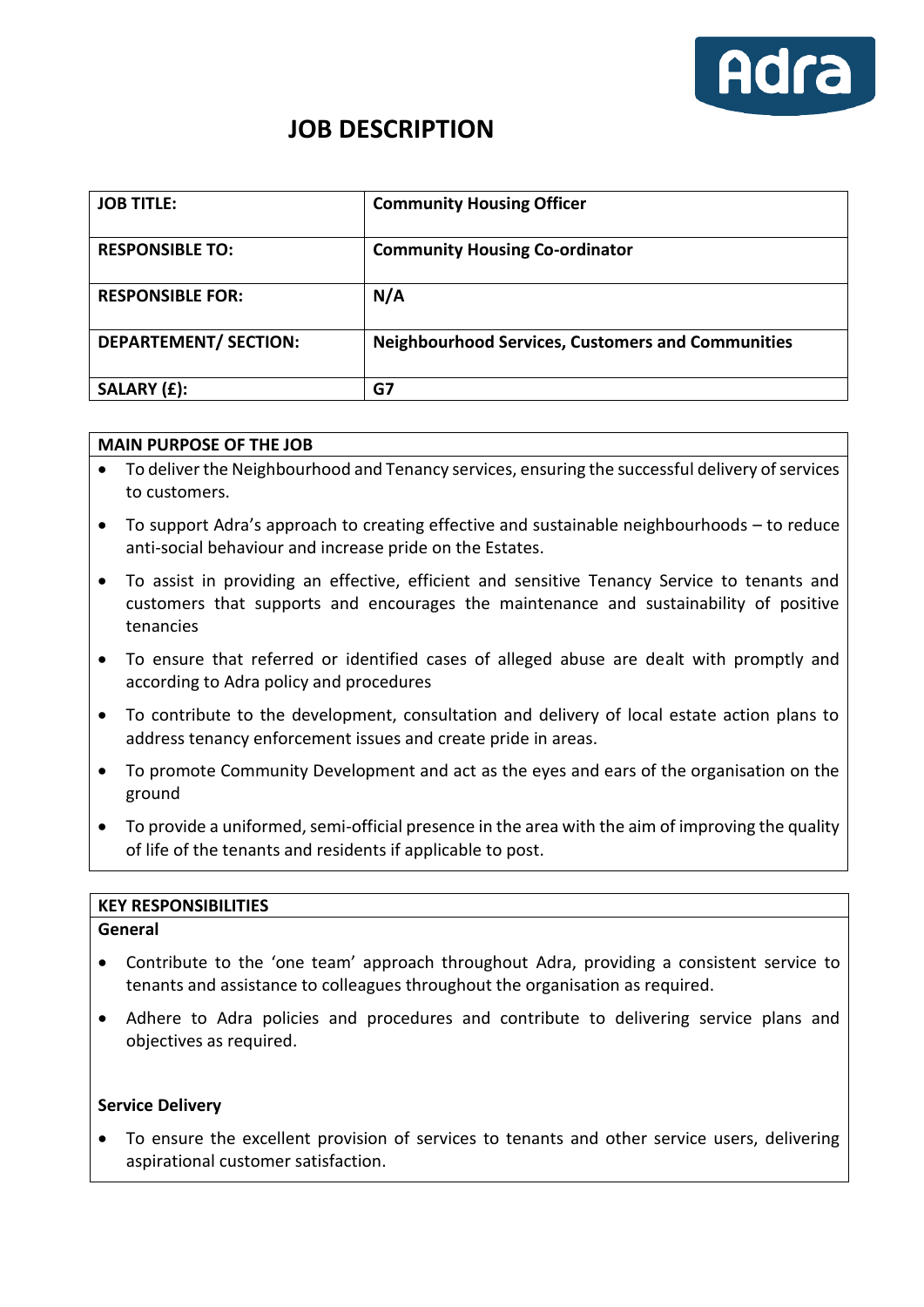# JOB DESCRIPTION

| | |
|---|---|
| **JOB TITLE:** | **Community Housing Officer** |
| **RESPONSIBLE TO:** | **Community Housing Co-ordinator** |
| **RESPONSIBLE FOR:** | **N/A** |
| **DEPARTEMENT/ SECTION:** | **Neighbourhood Services, Customers and Communities** |
| **SALARY (£):** | **G7** |

## MAIN PURPOSE OF THE JOB

- To deliver the Neighbourhood and Tenancy services, ensuring the successful delivery of services to customers.
- To support Adra's approach to creating effective and sustainable neighbourhoods – to reduce anti-social behaviour and increase pride on the Estates.
- To assist in providing an effective, efficient and sensitive Tenancy Service to tenants and customers that supports and encourages the maintenance and sustainability of positive tenancies
- To ensure that referred or identified cases of alleged abuse are dealt with promptly and according to Adra policy and procedures
- To contribute to the development, consultation and delivery of local estate action plans to address tenancy enforcement issues and create pride in areas.
- To promote Community Development and act as the eyes and ears of the organisation on the ground
- To provide a uniformed, semi-official presence in the area with the aim of improving the quality of life of the tenants and residents if applicable to post.

## KEY RESPONSIBILITIES

### General

- Contribute to the 'one team' approach throughout Adra, providing a consistent service to tenants and assistance to colleagues throughout the organisation as required.
- Adhere to Adra policies and procedures and contribute to delivering service plans and objectives as required.

### Service Delivery

- To ensure the excellent provision of services to tenants and other service users, delivering aspirational customer satisfaction.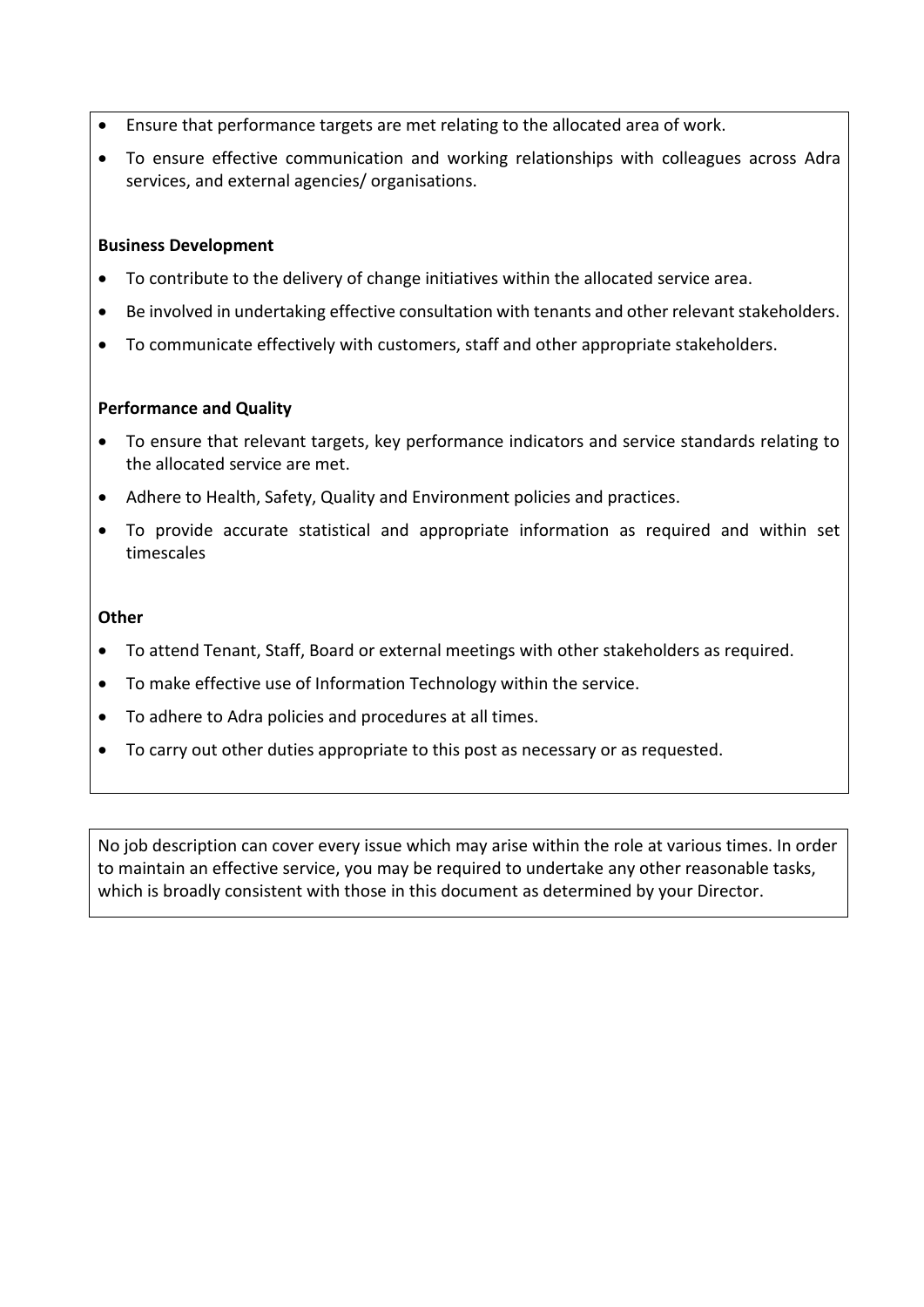- Ensure that performance targets are met relating to the allocated area of work.
- To ensure effective communication and working relationships with colleagues across Adra services, and external agencies/ organisations.

**Business Development**

- To contribute to the delivery of change initiatives within the allocated service area.
- Be involved in undertaking effective consultation with tenants and other relevant stakeholders.
- To communicate effectively with customers, staff and other appropriate stakeholders.

**Performance and Quality**

- To ensure that relevant targets, key performance indicators and service standards relating to the allocated service are met.
- Adhere to Health, Safety, Quality and Environment policies and practices.
- To provide accurate statistical and appropriate information as required and within set timescales

**Other**

- To attend Tenant, Staff, Board or external meetings with other stakeholders as required.
- To make effective use of Information Technology within the service.
- To adhere to Adra policies and procedures at all times.
- To carry out other duties appropriate to this post as necessary or as requested.

No job description can cover every issue which may arise within the role at various times. In order to maintain an effective service, you may be required to undertake any other reasonable tasks, which is broadly consistent with those in this document as determined by your Director.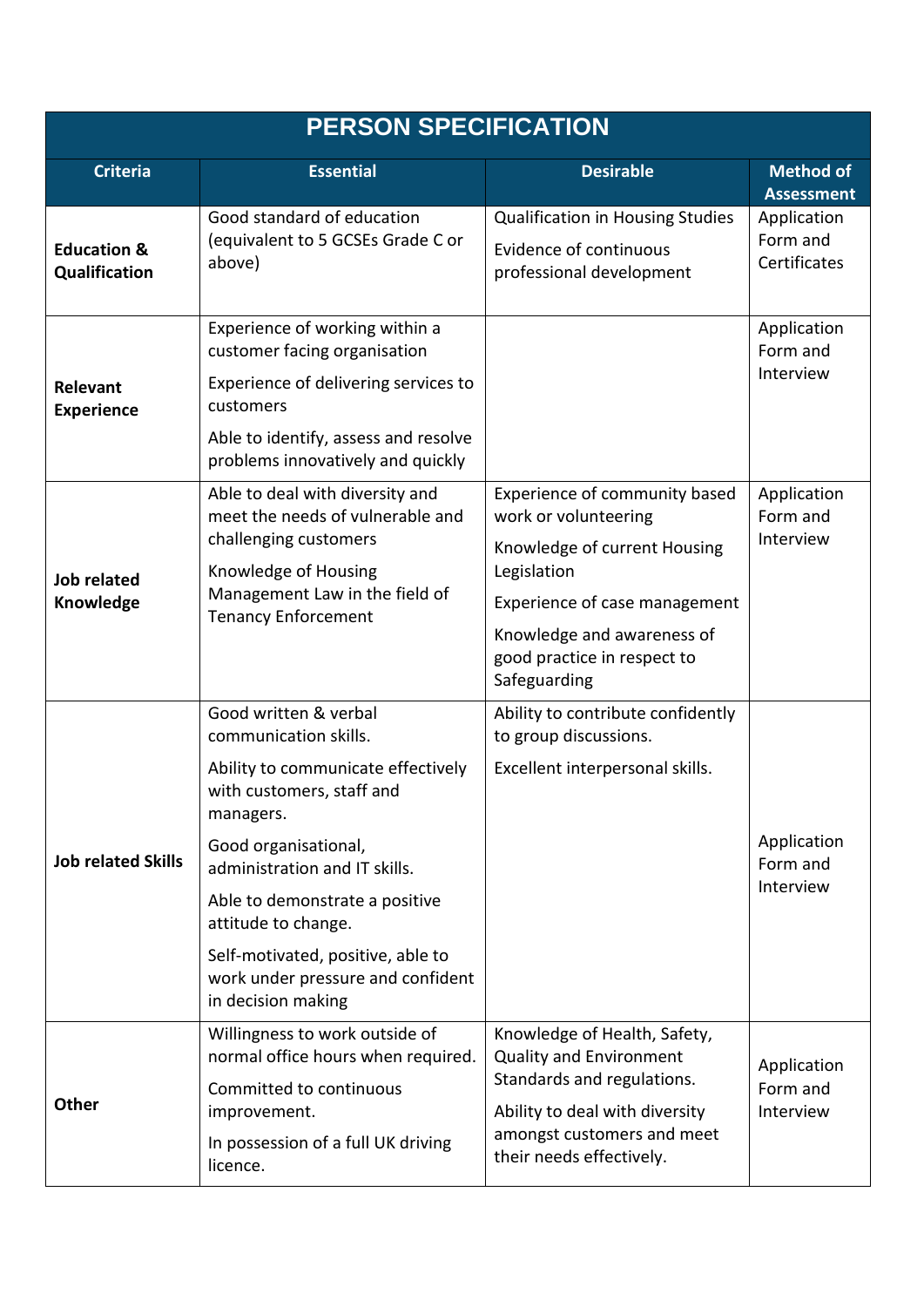# PERSON SPECIFICATION

| Criteria | Essential | Desirable | Method of Assessment |
|---|---|---|---|
| **Education & Qualification** | Good standard of education (equivalent to 5 GCSEs Grade C or above) | Qualification in Housing Studies<br><br>Evidence of continuous professional development | Application Form and Certificates |
| **Relevant Experience** | Experience of working within a customer facing organisation<br><br>Experience of delivering services to customers<br><br>Able to identify, assess and resolve problems innovatively and quickly | | Application Form and Interview |
| **Job related Knowledge** | Able to deal with diversity and meet the needs of vulnerable and challenging customers<br><br>Knowledge of Housing Management Law in the field of Tenancy Enforcement | Experience of community based work or volunteering<br><br>Knowledge of current Housing Legislation<br><br>Experience of case management<br><br>Knowledge and awareness of good practice in respect to Safeguarding | Application Form and Interview |
| **Job related Skills** | Good written & verbal communication skills.<br><br>Ability to communicate effectively with customers, staff and managers.<br><br>Good organisational, administration and IT skills.<br><br>Able to demonstrate a positive attitude to change.<br><br>Self-motivated, positive, able to work under pressure and confident in decision making | Ability to contribute confidently to group discussions.<br><br>Excellent interpersonal skills. | Application Form and Interview |
| **Other** | Willingness to work outside of normal office hours when required.<br><br>Committed to continuous improvement.<br><br>In possession of a full UK driving licence. | Knowledge of Health, Safety, Quality and Environment Standards and regulations.<br><br>Ability to deal with diversity amongst customers and meet their needs effectively. | Application Form and Interview |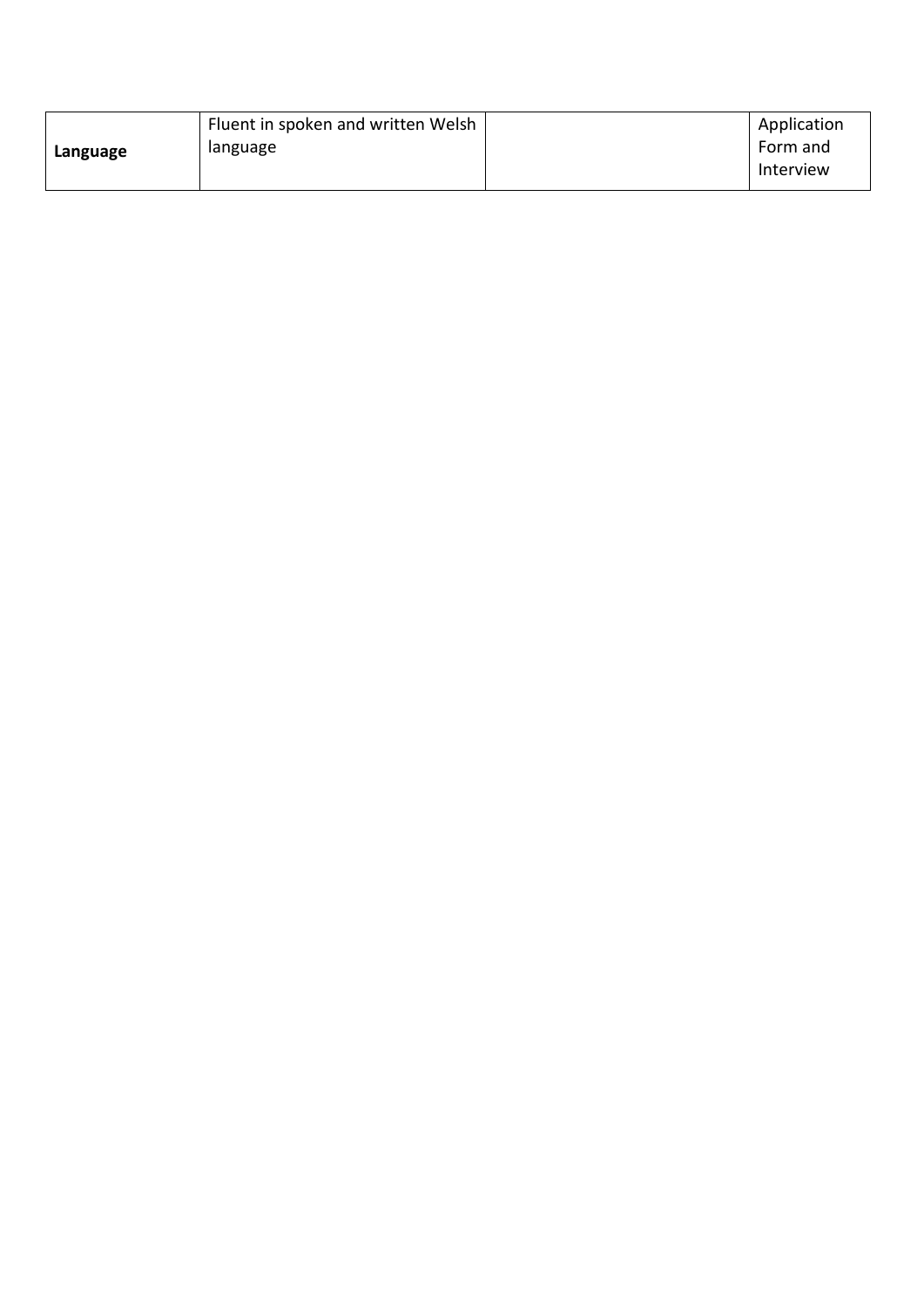| | | | |
|---|---|---|---|
| **Language** | Fluent in spoken and written Welsh language | | Application Form and Interview |